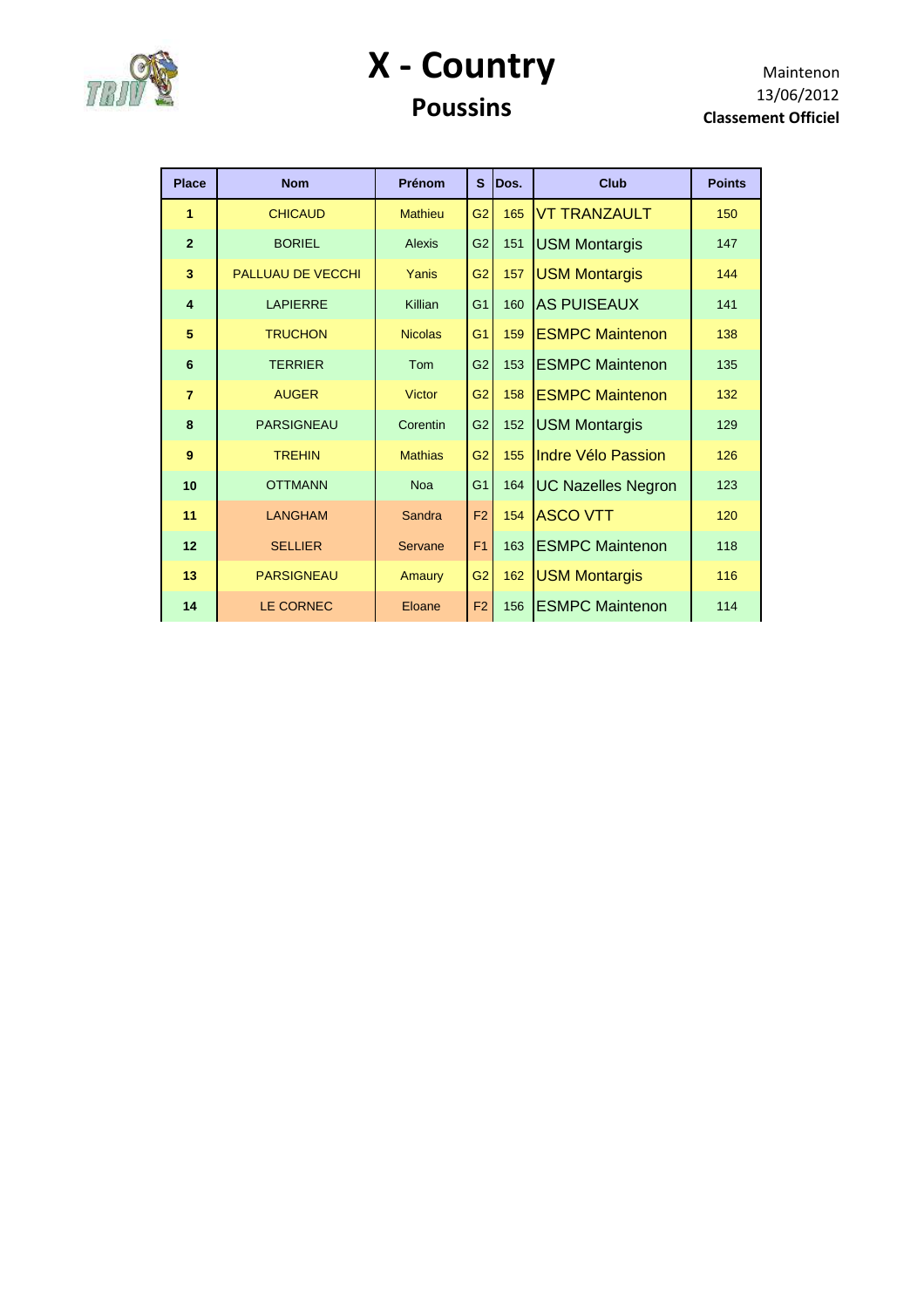# X - Country

## Poussins

Maintenon
13/06/2012
**Classement Officiel**

| Place | Nom | Prénom | S | Dos. | Club | Points |
|---|---|---|---|---|---|---|
| 1 | CHICAUD | Mathieu | G2 | 165 | VT TRANZAULT | 150 |
| 2 | BORIEL | Alexis | G2 | 151 | USM Montargis | 147 |
| 3 | PALLUAU DE VECCHI | Yanis | G2 | 157 | USM Montargis | 144 |
| 4 | LAPIERRE | Killian | G1 | 160 | AS PUISEAUX | 141 |
| 5 | TRUCHON | Nicolas | G1 | 159 | ESMPC Maintenon | 138 |
| 6 | TERRIER | Tom | G2 | 153 | ESMPC Maintenon | 135 |
| 7 | AUGER | Victor | G2 | 158 | ESMPC Maintenon | 132 |
| 8 | PARSIGNEAU | Corentin | G2 | 152 | USM Montargis | 129 |
| 9 | TREHIN | Mathias | G2 | 155 | Indre Vélo Passion | 126 |
| 10 | OTTMANN | Noa | G1 | 164 | UC Nazelles Negron | 123 |
| 11 | LANGHAM | Sandra | F2 | 154 | ASCO VTT | 120 |
| 12 | SELLIER | Servane | F1 | 163 | ESMPC Maintenon | 118 |
| 13 | PARSIGNEAU | Amaury | G2 | 162 | USM Montargis | 116 |
| 14 | LE CORNEC | Eloane | F2 | 156 | ESMPC Maintenon | 114 |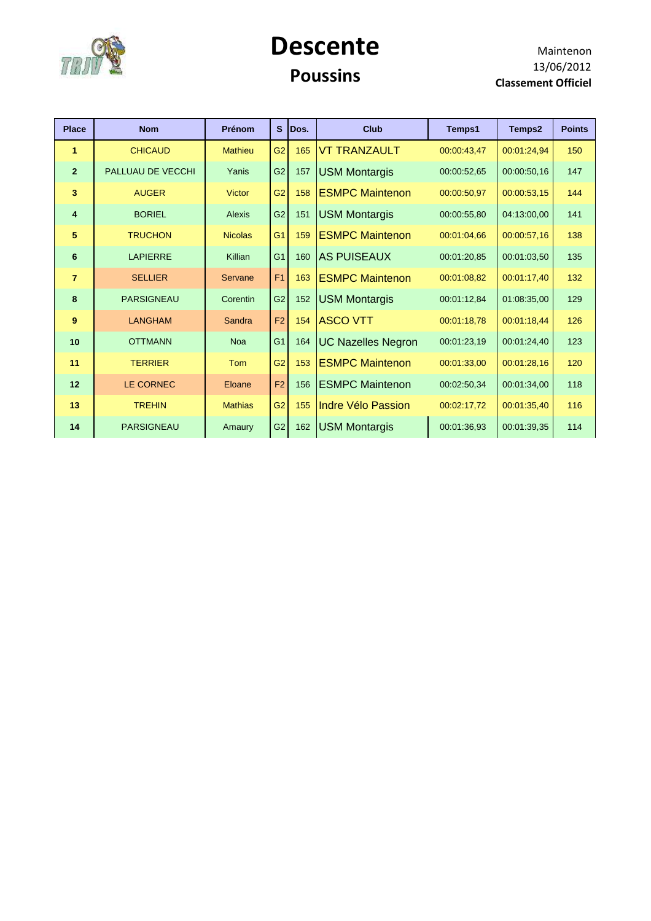# Descente

## Poussins

Maintenon
13/06/2012
**Classement Officiel**

| Place | Nom | Prénom | S | Dos. | Club | Temps1 | Temps2 | Points |
|---|---|---|---|---|---|---|---|---|
| **1** | CHICAUD | Mathieu | G2 | 165 | VT TRANZAULT | 00:00:43,47 | 00:01:24,94 | 150 |
| **2** | PALLUAU DE VECCHI | Yanis | G2 | 157 | USM Montargis | 00:00:52,65 | 00:00:50,16 | 147 |
| **3** | AUGER | Victor | G2 | 158 | ESMPC Maintenon | 00:00:50,97 | 00:00:53,15 | 144 |
| **4** | BORIEL | Alexis | G2 | 151 | USM Montargis | 00:00:55,80 | 04:13:00,00 | 141 |
| **5** | TRUCHON | Nicolas | G1 | 159 | ESMPC Maintenon | 00:01:04,66 | 00:00:57,16 | 138 |
| **6** | LAPIERRE | Killian | G1 | 160 | AS PUISEAUX | 00:01:20,85 | 00:01:03,50 | 135 |
| **7** | SELLIER | Servane | F1 | 163 | ESMPC Maintenon | 00:01:08,82 | 00:01:17,40 | 132 |
| **8** | PARSIGNEAU | Corentin | G2 | 152 | USM Montargis | 00:01:12,84 | 01:08:35,00 | 129 |
| **9** | LANGHAM | Sandra | F2 | 154 | ASCO VTT | 00:01:18,78 | 00:01:18,44 | 126 |
| **10** | OTTMANN | Noa | G1 | 164 | UC Nazelles Negron | 00:01:23,19 | 00:01:24,40 | 123 |
| **11** | TERRIER | Tom | G2 | 153 | ESMPC Maintenon | 00:01:33,00 | 00:01:28,16 | 120 |
| **12** | LE CORNEC | Eloane | F2 | 156 | ESMPC Maintenon | 00:02:50,34 | 00:01:34,00 | 118 |
| **13** | TREHIN | Mathias | G2 | 155 | Indre Vélo Passion | 00:02:17,72 | 00:01:35,40 | 116 |
| **14** | PARSIGNEAU | Amaury | G2 | 162 | USM Montargis | 00:01:36,93 | 00:01:39,35 | 114 |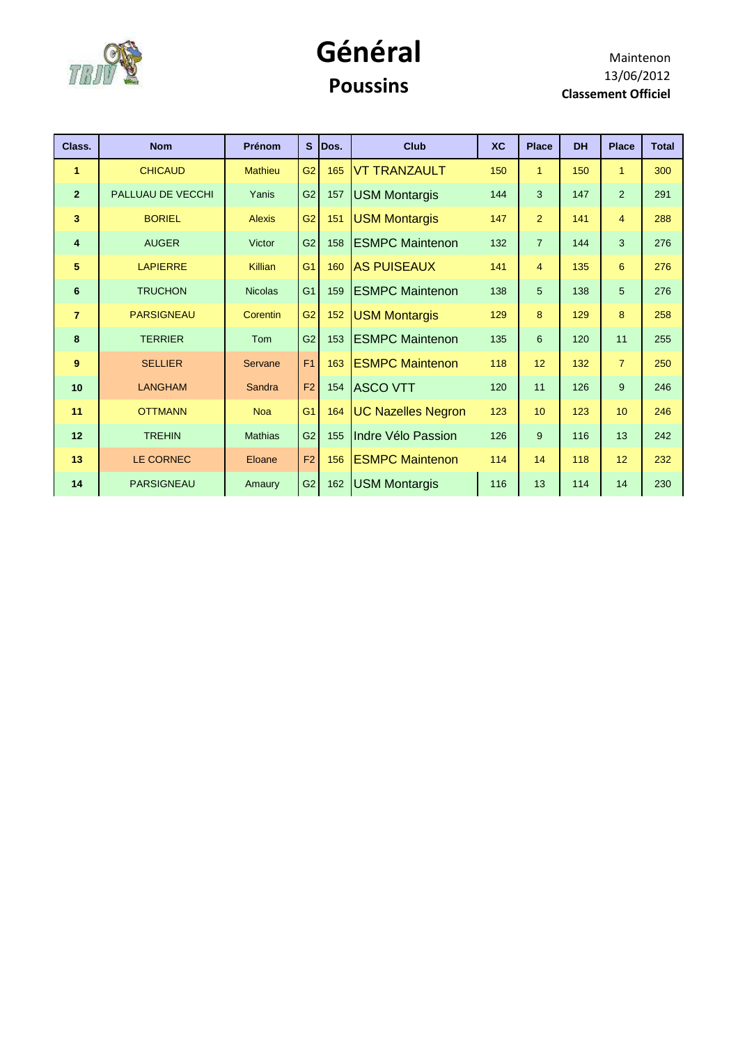# Général

## Poussins

Maintenon
13/06/2012
**Classement Officiel**

| Class. | Nom | Prénom | S | Dos. | Club | XC | Place | DH | Place | Total |
|---|---|---|---|---|---|---|---|---|---|---|
| **1** | CHICAUD | Mathieu | G2 | 165 | VT TRANZAULT | 150 | 1 | 150 | 1 | 300 |
| **2** | PALLUAU DE VECCHI | Yanis | G2 | 157 | USM Montargis | 144 | 3 | 147 | 2 | 291 |
| **3** | BORIEL | Alexis | G2 | 151 | USM Montargis | 147 | 2 | 141 | 4 | 288 |
| **4** | AUGER | Victor | G2 | 158 | ESMPC Maintenon | 132 | 7 | 144 | 3 | 276 |
| **5** | LAPIERRE | Killian | G1 | 160 | AS PUISEAUX | 141 | 4 | 135 | 6 | 276 |
| **6** | TRUCHON | Nicolas | G1 | 159 | ESMPC Maintenon | 138 | 5 | 138 | 5 | 276 |
| **7** | PARSIGNEAU | Corentin | G2 | 152 | USM Montargis | 129 | 8 | 129 | 8 | 258 |
| **8** | TERRIER | Tom | G2 | 153 | ESMPC Maintenon | 135 | 6 | 120 | 11 | 255 |
| **9** | SELLIER | Servane | F1 | 163 | ESMPC Maintenon | 118 | 12 | 132 | 7 | 250 |
| **10** | LANGHAM | Sandra | F2 | 154 | ASCO VTT | 120 | 11 | 126 | 9 | 246 |
| **11** | OTTMANN | Noa | G1 | 164 | UC Nazelles Negron | 123 | 10 | 123 | 10 | 246 |
| **12** | TREHIN | Mathias | G2 | 155 | Indre Vélo Passion | 126 | 9 | 116 | 13 | 242 |
| **13** | LE CORNEC | Eloane | F2 | 156 | ESMPC Maintenon | 114 | 14 | 118 | 12 | 232 |
| **14** | PARSIGNEAU | Amaury | G2 | 162 | USM Montargis | 116 | 13 | 114 | 14 | 230 |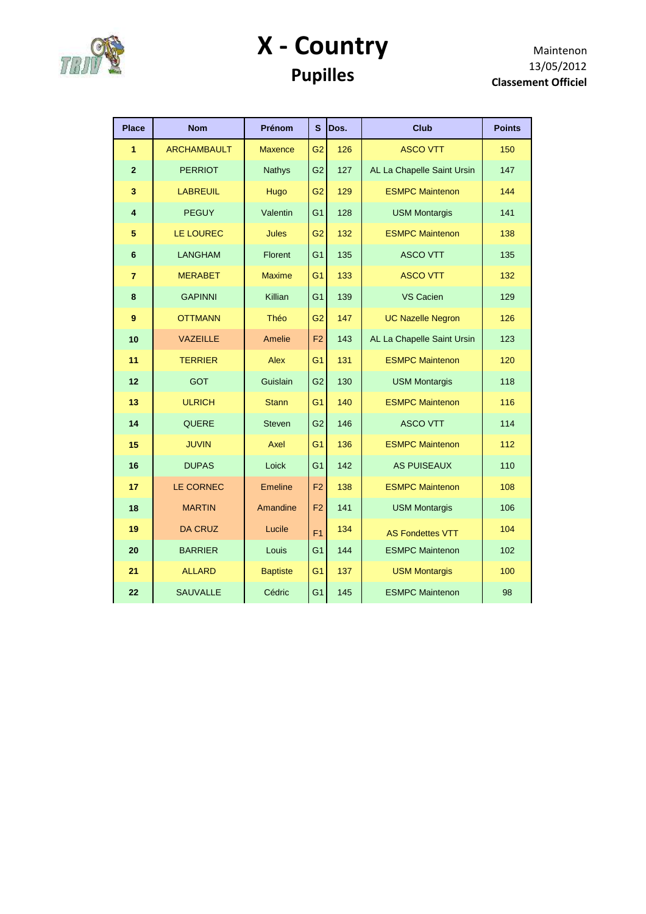# X - Country

## Pupilles

Maintenon
13/05/2012
**Classement Officiel**

| Place | Nom | Prénom | S | Dos. | Club | Points |
|---|---|---|---|---|---|---|
| 1 | ARCHAMBAULT | Maxence | G2 | 126 | ASCO VTT | 150 |
| 2 | PERRIOT | Nathys | G2 | 127 | AL La Chapelle Saint Ursin | 147 |
| 3 | LABREUIL | Hugo | G2 | 129 | ESMPC Maintenon | 144 |
| 4 | PEGUY | Valentin | G1 | 128 | USM Montargis | 141 |
| 5 | LE LOUREC | Jules | G2 | 132 | ESMPC Maintenon | 138 |
| 6 | LANGHAM | Florent | G1 | 135 | ASCO VTT | 135 |
| 7 | MERABET | Maxime | G1 | 133 | ASCO VTT | 132 |
| 8 | GAPINNI | Killian | G1 | 139 | VS Cacien | 129 |
| 9 | OTTMANN | Théo | G2 | 147 | UC Nazelle Negron | 126 |
| 10 | VAZEILLE | Amelie | F2 | 143 | AL La Chapelle Saint Ursin | 123 |
| 11 | TERRIER | Alex | G1 | 131 | ESMPC Maintenon | 120 |
| 12 | GOT | Guislain | G2 | 130 | USM Montargis | 118 |
| 13 | ULRICH | Stann | G1 | 140 | ESMPC Maintenon | 116 |
| 14 | QUERE | Steven | G2 | 146 | ASCO VTT | 114 |
| 15 | JUVIN | Axel | G1 | 136 | ESMPC Maintenon | 112 |
| 16 | DUPAS | Loick | G1 | 142 | AS PUISEAUX | 110 |
| 17 | LE CORNEC | Emeline | F2 | 138 | ESMPC Maintenon | 108 |
| 18 | MARTIN | Amandine | F2 | 141 | USM Montargis | 106 |
| 19 | DA CRUZ | Lucile | F1 | 134 | AS Fondettes VTT | 104 |
| 20 | BARRIER | Louis | G1 | 144 | ESMPC Maintenon | 102 |
| 21 | ALLARD | Baptiste | G1 | 137 | USM Montargis | 100 |
| 22 | SAUVALLE | Cédric | G1 | 145 | ESMPC Maintenon | 98 |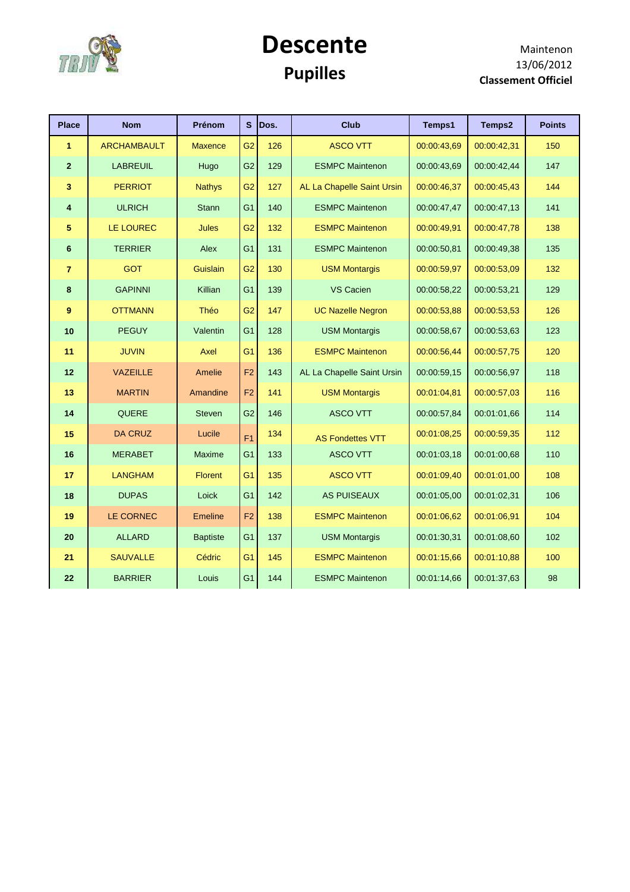# Descente

## Pupilles

Maintenon
13/06/2012
**Classement Officiel**

| Place | Nom | Prénom | S | Dos. | Club | Temps1 | Temps2 | Points |
|---|---|---|---|---|---|---|---|---|
| **1** | ARCHAMBAULT | Maxence | G2 | 126 | ASCO VTT | 00:00:43,69 | 00:00:42,31 | 150 |
| **2** | LABREUIL | Hugo | G2 | 129 | ESMPC Maintenon | 00:00:43,69 | 00:00:42,44 | 147 |
| **3** | PERRIOT | Nathys | G2 | 127 | AL La Chapelle Saint Ursin | 00:00:46,37 | 00:00:45,43 | 144 |
| **4** | ULRICH | Stann | G1 | 140 | ESMPC Maintenon | 00:00:47,47 | 00:00:47,13 | 141 |
| **5** | LE LOUREC | Jules | G2 | 132 | ESMPC Maintenon | 00:00:49,91 | 00:00:47,78 | 138 |
| **6** | TERRIER | Alex | G1 | 131 | ESMPC Maintenon | 00:00:50,81 | 00:00:49,38 | 135 |
| **7** | GOT | Guislain | G2 | 130 | USM Montargis | 00:00:59,97 | 00:00:53,09 | 132 |
| **8** | GAPINNI | Killian | G1 | 139 | VS Cacien | 00:00:58,22 | 00:00:53,21 | 129 |
| **9** | OTTMANN | Théo | G2 | 147 | UC Nazelle Negron | 00:00:53,88 | 00:00:53,53 | 126 |
| **10** | PEGUY | Valentin | G1 | 128 | USM Montargis | 00:00:58,67 | 00:00:53,63 | 123 |
| **11** | JUVIN | Axel | G1 | 136 | ESMPC Maintenon | 00:00:56,44 | 00:00:57,75 | 120 |
| **12** | VAZEILLE | Amelie | F2 | 143 | AL La Chapelle Saint Ursin | 00:00:59,15 | 00:00:56,97 | 118 |
| **13** | MARTIN | Amandine | F2 | 141 | USM Montargis | 00:01:04,81 | 00:00:57,03 | 116 |
| **14** | QUERE | Steven | G2 | 146 | ASCO VTT | 00:00:57,84 | 00:01:01,66 | 114 |
| **15** | DA CRUZ | Lucile | F1 | 134 | AS Fondettes VTT | 00:01:08,25 | 00:00:59,35 | 112 |
| **16** | MERABET | Maxime | G1 | 133 | ASCO VTT | 00:01:03,18 | 00:01:00,68 | 110 |
| **17** | LANGHAM | Florent | G1 | 135 | ASCO VTT | 00:01:09,40 | 00:01:01,00 | 108 |
| **18** | DUPAS | Loick | G1 | 142 | AS PUISEAUX | 00:01:05,00 | 00:01:02,31 | 106 |
| **19** | LE CORNEC | Emeline | F2 | 138 | ESMPC Maintenon | 00:01:06,62 | 00:01:06,91 | 104 |
| **20** | ALLARD | Baptiste | G1 | 137 | USM Montargis | 00:01:30,31 | 00:01:08,60 | 102 |
| **21** | SAUVALLE | Cédric | G1 | 145 | ESMPC Maintenon | 00:01:15,66 | 00:01:10,88 | 100 |
| **22** | BARRIER | Louis | G1 | 144 | ESMPC Maintenon | 00:01:14,66 | 00:01:37,63 | 98 |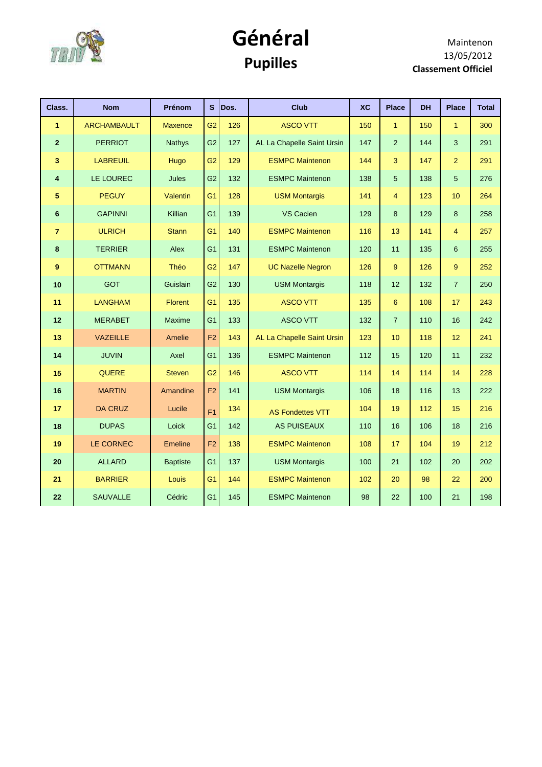# Général

## Pupilles

Maintenon
13/05/2012
**Classement Officiel**

| Class. | Nom | Prénom | S | Dos. | Club | XC | Place | DH | Place | Total |
|---|---|---|---|---|---|---|---|---|---|---|
| **1** | ARCHAMBAULT | Maxence | G2 | 126 | ASCO VTT | 150 | 1 | 150 | 1 | 300 |
| **2** | PERRIOT | Nathys | G2 | 127 | AL La Chapelle Saint Ursin | 147 | 2 | 144 | 3 | 291 |
| **3** | LABREUIL | Hugo | G2 | 129 | ESMPC Maintenon | 144 | 3 | 147 | 2 | 291 |
| **4** | LE LOUREC | Jules | G2 | 132 | ESMPC Maintenon | 138 | 5 | 138 | 5 | 276 |
| **5** | PEGUY | Valentin | G1 | 128 | USM Montargis | 141 | 4 | 123 | 10 | 264 |
| **6** | GAPINNI | Killian | G1 | 139 | VS Cacien | 129 | 8 | 129 | 8 | 258 |
| **7** | ULRICH | Stann | G1 | 140 | ESMPC Maintenon | 116 | 13 | 141 | 4 | 257 |
| **8** | TERRIER | Alex | G1 | 131 | ESMPC Maintenon | 120 | 11 | 135 | 6 | 255 |
| **9** | OTTMANN | Théo | G2 | 147 | UC Nazelle Negron | 126 | 9 | 126 | 9 | 252 |
| **10** | GOT | Guislain | G2 | 130 | USM Montargis | 118 | 12 | 132 | 7 | 250 |
| **11** | LANGHAM | Florent | G1 | 135 | ASCO VTT | 135 | 6 | 108 | 17 | 243 |
| **12** | MERABET | Maxime | G1 | 133 | ASCO VTT | 132 | 7 | 110 | 16 | 242 |
| **13** | VAZEILLE | Amelie | F2 | 143 | AL La Chapelle Saint Ursin | 123 | 10 | 118 | 12 | 241 |
| **14** | JUVIN | Axel | G1 | 136 | ESMPC Maintenon | 112 | 15 | 120 | 11 | 232 |
| **15** | QUERE | Steven | G2 | 146 | ASCO VTT | 114 | 14 | 114 | 14 | 228 |
| **16** | MARTIN | Amandine | F2 | 141 | USM Montargis | 106 | 18 | 116 | 13 | 222 |
| **17** | DA CRUZ | Lucile | F1 | 134 | AS Fondettes VTT | 104 | 19 | 112 | 15 | 216 |
| **18** | DUPAS | Loick | G1 | 142 | AS PUISEAUX | 110 | 16 | 106 | 18 | 216 |
| **19** | LE CORNEC | Emeline | F2 | 138 | ESMPC Maintenon | 108 | 17 | 104 | 19 | 212 |
| **20** | ALLARD | Baptiste | G1 | 137 | USM Montargis | 100 | 21 | 102 | 20 | 202 |
| **21** | BARRIER | Louis | G1 | 144 | ESMPC Maintenon | 102 | 20 | 98 | 22 | 200 |
| **22** | SAUVALLE | Cédric | G1 | 145 | ESMPC Maintenon | 98 | 22 | 100 | 21 | 198 |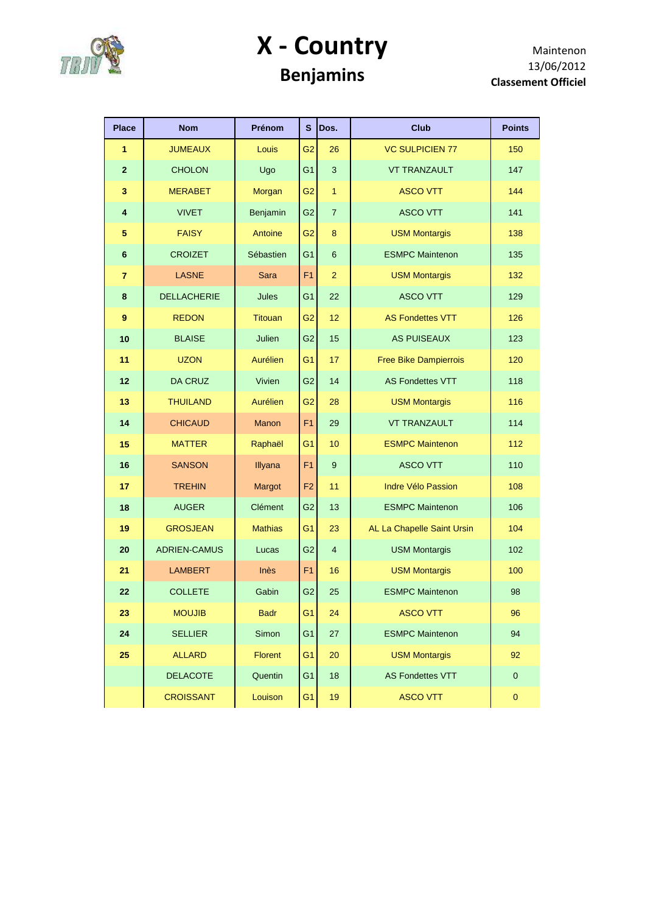# X - Country

## Benjamins

Maintenon
13/06/2012
**Classement Officiel**

| Place | Nom | Prénom | S | Dos. | Club | Points |
|---|---|---|---|---|---|---|
| **1** | JUMEAUX | Louis | G2 | 26 | VC SULPICIEN 77 | 150 |
| **2** | CHOLON | Ugo | G1 | 3 | VT TRANZAULT | 147 |
| **3** | MERABET | Morgan | G2 | 1 | ASCO VTT | 144 |
| **4** | VIVET | Benjamin | G2 | 7 | ASCO VTT | 141 |
| **5** | FAISY | Antoine | G2 | 8 | USM Montargis | 138 |
| **6** | CROIZET | Sébastien | G1 | 6 | ESMPC Maintenon | 135 |
| **7** | LASNE | Sara | F1 | 2 | USM Montargis | 132 |
| **8** | DELLACHERIE | Jules | G1 | 22 | ASCO VTT | 129 |
| **9** | REDON | Titouan | G2 | 12 | AS Fondettes VTT | 126 |
| **10** | BLAISE | Julien | G2 | 15 | AS PUISEAUX | 123 |
| **11** | UZON | Aurélien | G1 | 17 | Free Bike Dampierrois | 120 |
| **12** | DA CRUZ | Vivien | G2 | 14 | AS Fondettes VTT | 118 |
| **13** | THUILAND | Aurélien | G2 | 28 | USM Montargis | 116 |
| **14** | CHICAUD | Manon | F1 | 29 | VT TRANZAULT | 114 |
| **15** | MATTER | Raphaël | G1 | 10 | ESMPC Maintenon | 112 |
| **16** | SANSON | Illyana | F1 | 9 | ASCO VTT | 110 |
| **17** | TREHIN | Margot | F2 | 11 | Indre Vélo Passion | 108 |
| **18** | AUGER | Clément | G2 | 13 | ESMPC Maintenon | 106 |
| **19** | GROSJEAN | Mathias | G1 | 23 | AL La Chapelle Saint Ursin | 104 |
| **20** | ADRIEN-CAMUS | Lucas | G2 | 4 | USM Montargis | 102 |
| **21** | LAMBERT | Inès | F1 | 16 | USM Montargis | 100 |
| **22** | COLLETE | Gabin | G2 | 25 | ESMPC Maintenon | 98 |
| **23** | MOUJIB | Badr | G1 | 24 | ASCO VTT | 96 |
| **24** | SELLIER | Simon | G1 | 27 | ESMPC Maintenon | 94 |
| **25** | ALLARD | Florent | G1 | 20 | USM Montargis | 92 |
| | DELACOTE | Quentin | G1 | 18 | AS Fondettes VTT | 0 |
| | CROISSANT | Louison | G1 | 19 | ASCO VTT | 0 |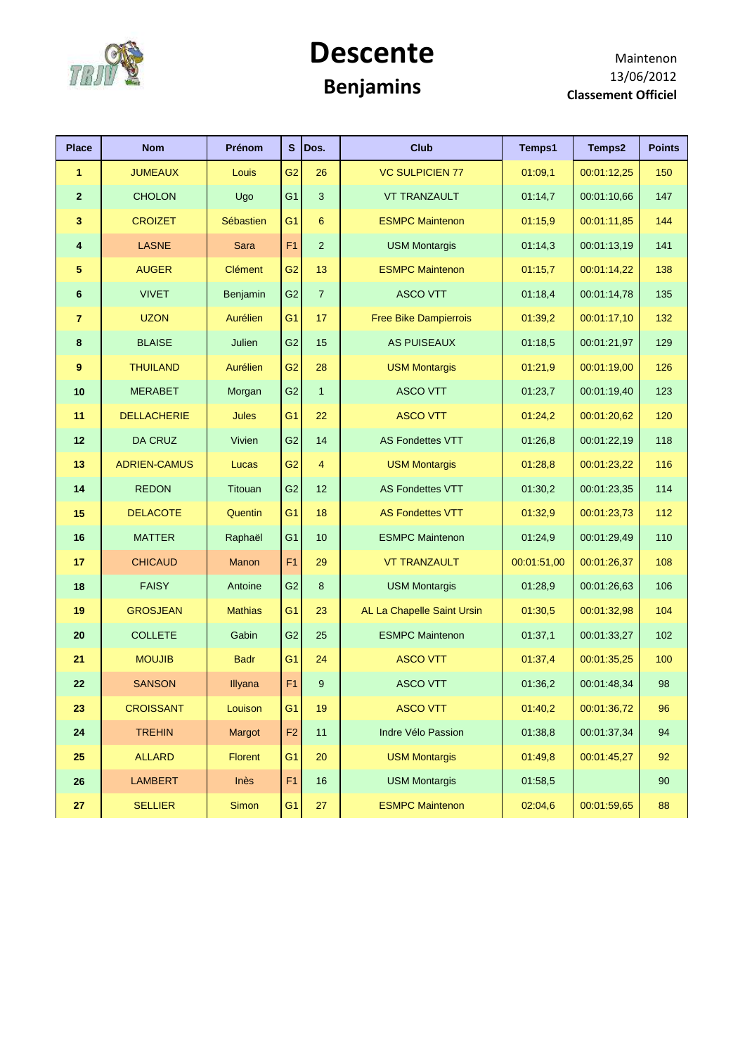# Descente

## Benjamins

Maintenon
13/06/2012
**Classement Officiel**

| Place | Nom | Prénom | S | Dos. | Club | Temps1 | Temps2 | Points |
|---|---|---|---|---|---|---|---|---|
| **1** | JUMEAUX | Louis | G2 | 26 | VC SULPICIEN 77 | 01:09,1 | 00:01:12,25 | 150 |
| **2** | CHOLON | Ugo | G1 | 3 | VT TRANZAULT | 01:14,7 | 00:01:10,66 | 147 |
| **3** | CROIZET | Sébastien | G1 | 6 | ESMPC Maintenon | 01:15,9 | 00:01:11,85 | 144 |
| **4** | LASNE | Sara | F1 | 2 | USM Montargis | 01:14,3 | 00:01:13,19 | 141 |
| **5** | AUGER | Clément | G2 | 13 | ESMPC Maintenon | 01:15,7 | 00:01:14,22 | 138 |
| **6** | VIVET | Benjamin | G2 | 7 | ASCO VTT | 01:18,4 | 00:01:14,78 | 135 |
| **7** | UZON | Aurélien | G1 | 17 | Free Bike Dampierrois | 01:39,2 | 00:01:17,10 | 132 |
| **8** | BLAISE | Julien | G2 | 15 | AS PUISEAUX | 01:18,5 | 00:01:21,97 | 129 |
| **9** | THUILAND | Aurélien | G2 | 28 | USM Montargis | 01:21,9 | 00:01:19,00 | 126 |
| **10** | MERABET | Morgan | G2 | 1 | ASCO VTT | 01:23,7 | 00:01:19,40 | 123 |
| **11** | DELLACHERIE | Jules | G1 | 22 | ASCO VTT | 01:24,2 | 00:01:20,62 | 120 |
| **12** | DA CRUZ | Vivien | G2 | 14 | AS Fondettes VTT | 01:26,8 | 00:01:22,19 | 118 |
| **13** | ADRIEN-CAMUS | Lucas | G2 | 4 | USM Montargis | 01:28,8 | 00:01:23,22 | 116 |
| **14** | REDON | Titouan | G2 | 12 | AS Fondettes VTT | 01:30,2 | 00:01:23,35 | 114 |
| **15** | DELACOTE | Quentin | G1 | 18 | AS Fondettes VTT | 01:32,9 | 00:01:23,73 | 112 |
| **16** | MATTER | Raphaël | G1 | 10 | ESMPC Maintenon | 01:24,9 | 00:01:29,49 | 110 |
| **17** | CHICAUD | Manon | F1 | 29 | VT TRANZAULT | 00:01:51,00 | 00:01:26,37 | 108 |
| **18** | FAISY | Antoine | G2 | 8 | USM Montargis | 01:28,9 | 00:01:26,63 | 106 |
| **19** | GROSJEAN | Mathias | G1 | 23 | AL La Chapelle Saint Ursin | 01:30,5 | 00:01:32,98 | 104 |
| **20** | COLLETE | Gabin | G2 | 25 | ESMPC Maintenon | 01:37,1 | 00:01:33,27 | 102 |
| **21** | MOUJIB | Badr | G1 | 24 | ASCO VTT | 01:37,4 | 00:01:35,25 | 100 |
| **22** | SANSON | Illyana | F1 | 9 | ASCO VTT | 01:36,2 | 00:01:48,34 | 98 |
| **23** | CROISSANT | Louison | G1 | 19 | ASCO VTT | 01:40,2 | 00:01:36,72 | 96 |
| **24** | TREHIN | Margot | F2 | 11 | Indre Vélo Passion | 01:38,8 | 00:01:37,34 | 94 |
| **25** | ALLARD | Florent | G1 | 20 | USM Montargis | 01:49,8 | 00:01:45,27 | 92 |
| **26** | LAMBERT | Inès | F1 | 16 | USM Montargis | 01:58,5 | | 90 |
| **27** | SELLIER | Simon | G1 | 27 | ESMPC Maintenon | 02:04,6 | 00:01:59,65 | 88 |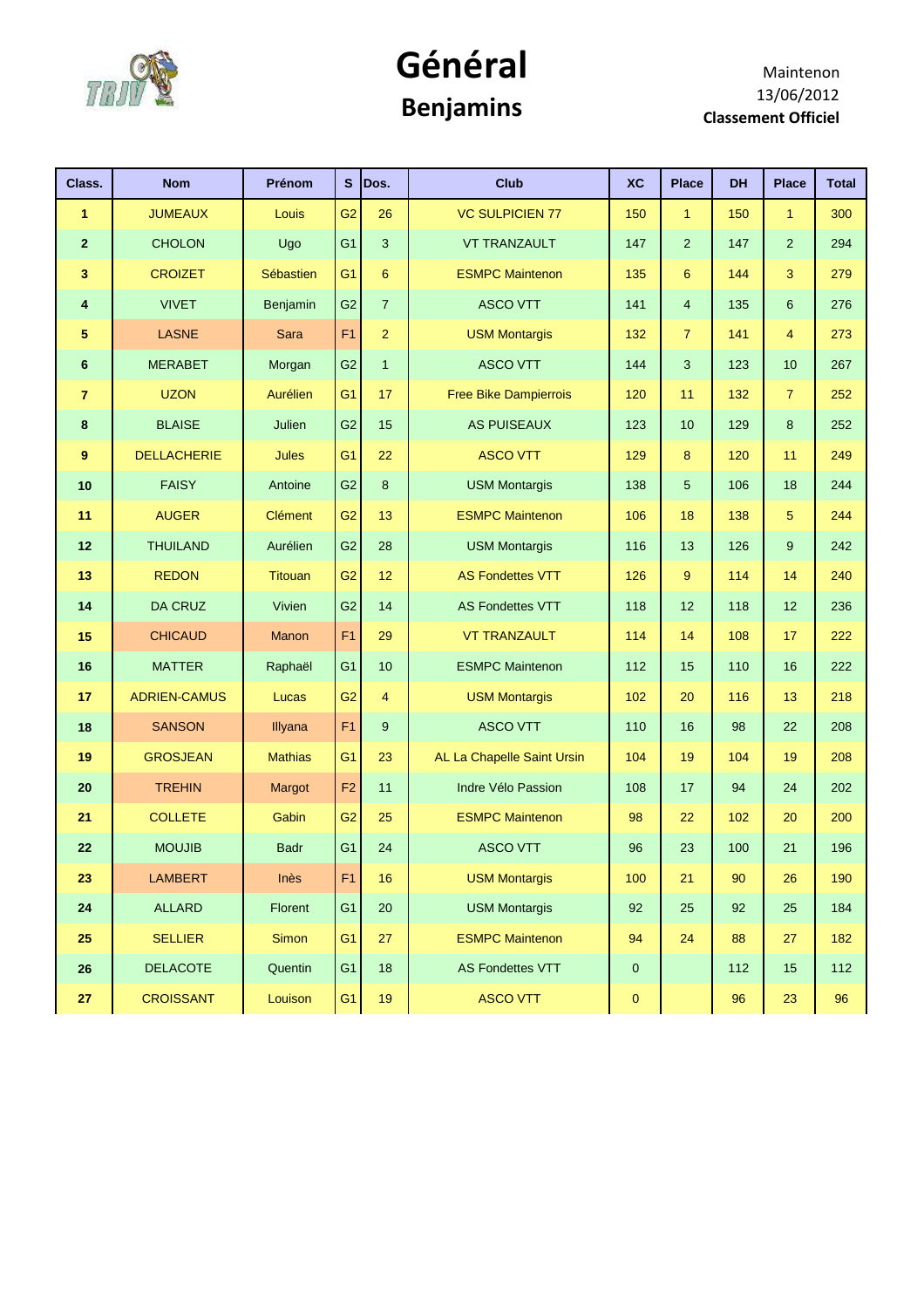# Général

## Benjamins

Maintenon
13/06/2012
**Classement Officiel**

| Class. | Nom | Prénom | S | Dos. | Club | XC | Place | DH | Place | Total |
|---|---|---|---|---|---|---|---|---|---|---|
| **1** | JUMEAUX | Louis | G2 | 26 | VC SULPICIEN 77 | 150 | 1 | 150 | 1 | 300 |
| **2** | CHOLON | Ugo | G1 | 3 | VT TRANZAULT | 147 | 2 | 147 | 2 | 294 |
| **3** | CROIZET | Sébastien | G1 | 6 | ESMPC Maintenon | 135 | 6 | 144 | 3 | 279 |
| **4** | VIVET | Benjamin | G2 | 7 | ASCO VTT | 141 | 4 | 135 | 6 | 276 |
| **5** | LASNE | Sara | F1 | 2 | USM Montargis | 132 | 7 | 141 | 4 | 273 |
| **6** | MERABET | Morgan | G2 | 1 | ASCO VTT | 144 | 3 | 123 | 10 | 267 |
| **7** | UZON | Aurélien | G1 | 17 | Free Bike Dampierrois | 120 | 11 | 132 | 7 | 252 |
| **8** | BLAISE | Julien | G2 | 15 | AS PUISEAUX | 123 | 10 | 129 | 8 | 252 |
| **9** | DELLACHERIE | Jules | G1 | 22 | ASCO VTT | 129 | 8 | 120 | 11 | 249 |
| **10** | FAISY | Antoine | G2 | 8 | USM Montargis | 138 | 5 | 106 | 18 | 244 |
| **11** | AUGER | Clément | G2 | 13 | ESMPC Maintenon | 106 | 18 | 138 | 5 | 244 |
| **12** | THUILAND | Aurélien | G2 | 28 | USM Montargis | 116 | 13 | 126 | 9 | 242 |
| **13** | REDON | Titouan | G2 | 12 | AS Fondettes VTT | 126 | 9 | 114 | 14 | 240 |
| **14** | DA CRUZ | Vivien | G2 | 14 | AS Fondettes VTT | 118 | 12 | 118 | 12 | 236 |
| **15** | CHICAUD | Manon | F1 | 29 | VT TRANZAULT | 114 | 14 | 108 | 17 | 222 |
| **16** | MATTER | Raphaël | G1 | 10 | ESMPC Maintenon | 112 | 15 | 110 | 16 | 222 |
| **17** | ADRIEN-CAMUS | Lucas | G2 | 4 | USM Montargis | 102 | 20 | 116 | 13 | 218 |
| **18** | SANSON | Illyana | F1 | 9 | ASCO VTT | 110 | 16 | 98 | 22 | 208 |
| **19** | GROSJEAN | Mathias | G1 | 23 | AL La Chapelle Saint Ursin | 104 | 19 | 104 | 19 | 208 |
| **20** | TREHIN | Margot | F2 | 11 | Indre Vélo Passion | 108 | 17 | 94 | 24 | 202 |
| **21** | COLLETE | Gabin | G2 | 25 | ESMPC Maintenon | 98 | 22 | 102 | 20 | 200 |
| **22** | MOUJIB | Badr | G1 | 24 | ASCO VTT | 96 | 23 | 100 | 21 | 196 |
| **23** | LAMBERT | Inès | F1 | 16 | USM Montargis | 100 | 21 | 90 | 26 | 190 |
| **24** | ALLARD | Florent | G1 | 20 | USM Montargis | 92 | 25 | 92 | 25 | 184 |
| **25** | SELLIER | Simon | G1 | 27 | ESMPC Maintenon | 94 | 24 | 88 | 27 | 182 |
| **26** | DELACOTE | Quentin | G1 | 18 | AS Fondettes VTT | 0 | | 112 | 15 | 112 |
| **27** | CROISSANT | Louison | G1 | 19 | ASCO VTT | 0 | | 96 | 23 | 96 |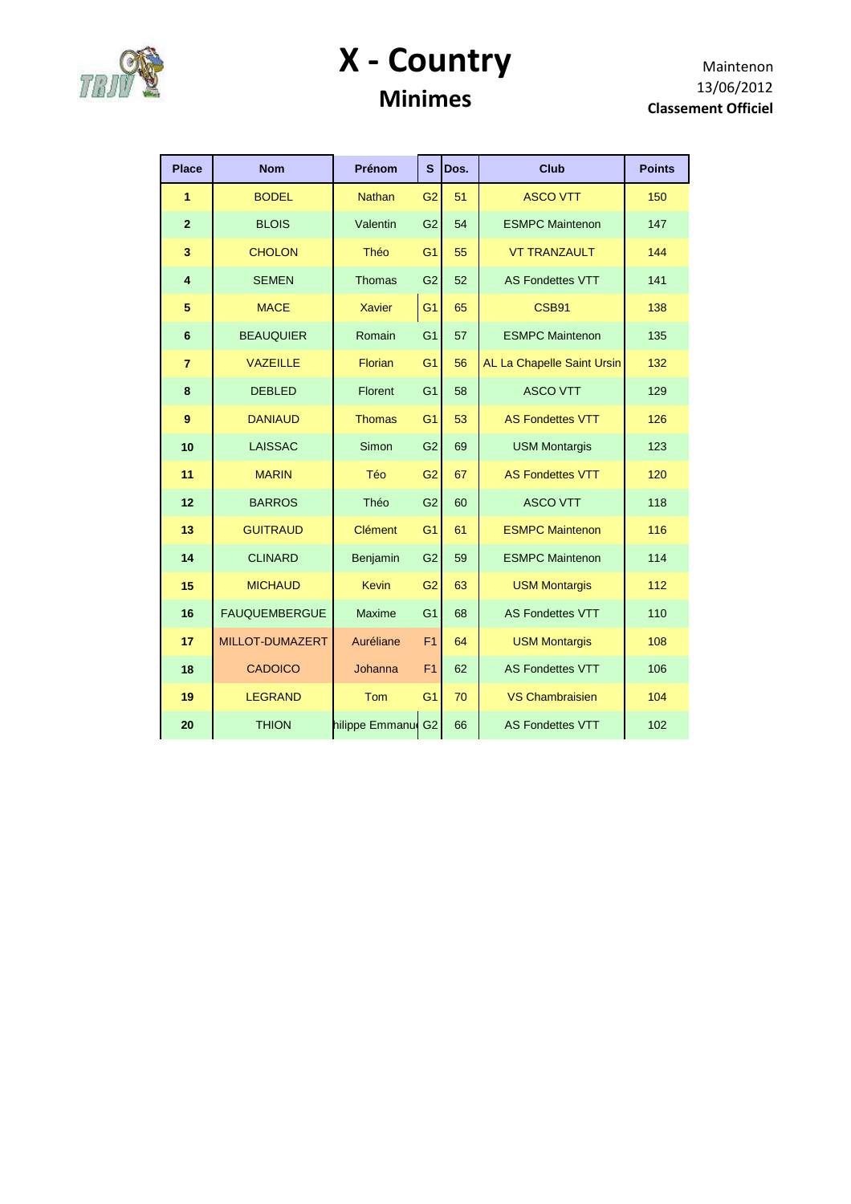# X - Country

## Minimes

Maintenon
13/06/2012
**Classement Officiel**

| Place | Nom | Prénom | S | Dos. | Club | Points |
|---|---|---|---|---|---|---|
| **1** | BODEL | Nathan | G2 | 51 | ASCO VTT | 150 |
| **2** | BLOIS | Valentin | G2 | 54 | ESMPC Maintenon | 147 |
| **3** | CHOLON | Théo | G1 | 55 | VT TRANZAULT | 144 |
| **4** | SEMEN | Thomas | G2 | 52 | AS Fondettes VTT | 141 |
| **5** | MACE | Xavier | G1 | 65 | CSB91 | 138 |
| **6** | BEAUQUIER | Romain | G1 | 57 | ESMPC Maintenon | 135 |
| **7** | VAZEILLE | Florian | G1 | 56 | AL La Chapelle Saint Ursin | 132 |
| **8** | DEBLED | Florent | G1 | 58 | ASCO VTT | 129 |
| **9** | DANIAUD | Thomas | G1 | 53 | AS Fondettes VTT | 126 |
| **10** | LAISSAC | Simon | G2 | 69 | USM Montargis | 123 |
| **11** | MARIN | Téo | G2 | 67 | AS Fondettes VTT | 120 |
| **12** | BARROS | Théo | G2 | 60 | ASCO VTT | 118 |
| **13** | GUITRAUD | Clément | G1 | 61 | ESMPC Maintenon | 116 |
| **14** | CLINARD | Benjamin | G2 | 59 | ESMPC Maintenon | 114 |
| **15** | MICHAUD | Kevin | G2 | 63 | USM Montargis | 112 |
| **16** | FAUQUEMBERGUE | Maxime | G1 | 68 | AS Fondettes VTT | 110 |
| **17** | MILLOT-DUMAZERT | Auréliane | F1 | 64 | USM Montargis | 108 |
| **18** | CADOICO | Johanna | F1 | 62 | AS Fondettes VTT | 106 |
| **19** | LEGRAND | Tom | G1 | 70 | VS Chambraisien | 104 |
| **20** | THION | hilippe Emmanu | G2 | 66 | AS Fondettes VTT | 102 |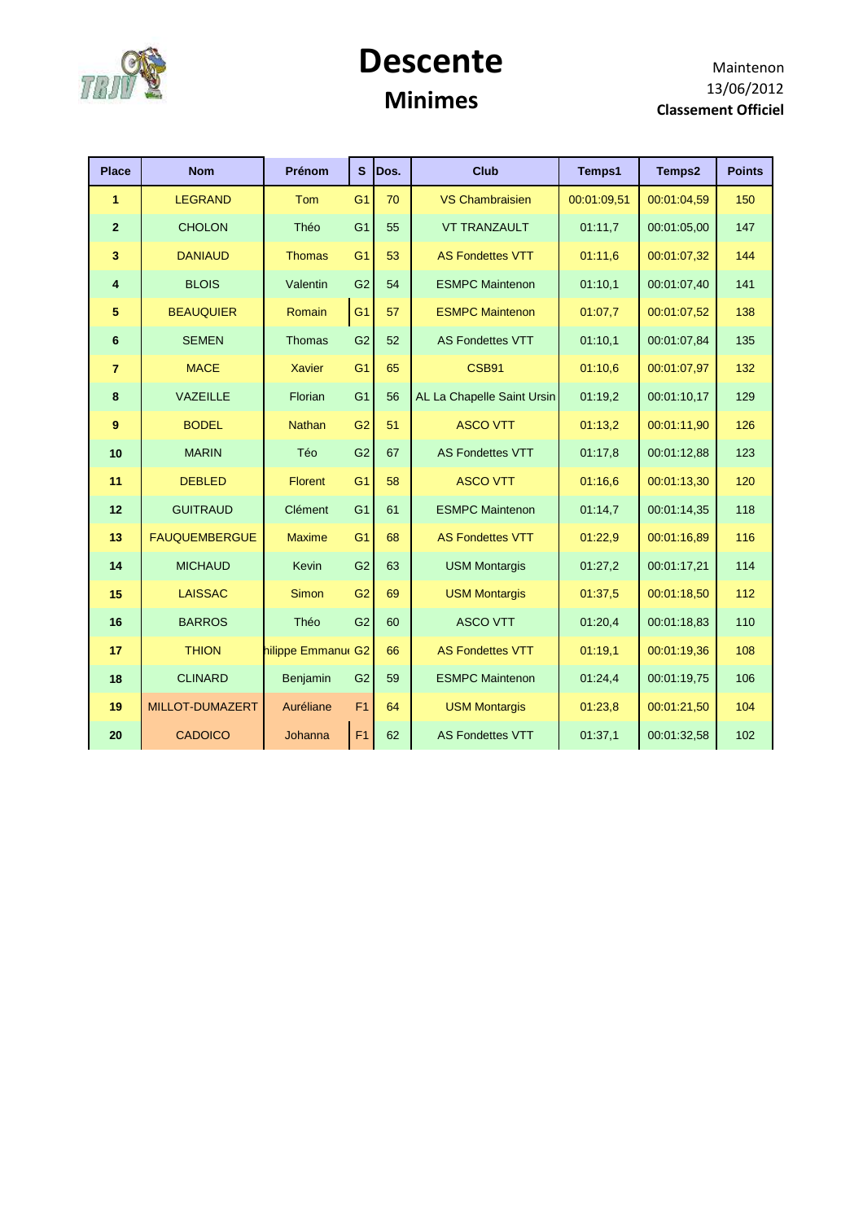# Descente

## Minimes

Maintenon
13/06/2012
**Classement Officiel**

| Place | Nom | Prénom | S | Dos. | Club | Temps1 | Temps2 | Points |
|---|---|---|---|---|---|---|---|---|
| **1** | LEGRAND | Tom | G1 | 70 | VS Chambraisien | 00:01:09,51 | 00:01:04,59 | 150 |
| **2** | CHOLON | Théo | G1 | 55 | VT TRANZAULT | 01:11,7 | 00:01:05,00 | 147 |
| **3** | DANIAUD | Thomas | G1 | 53 | AS Fondettes VTT | 01:11,6 | 00:01:07,32 | 144 |
| **4** | BLOIS | Valentin | G2 | 54 | ESMPC Maintenon | 01:10,1 | 00:01:07,40 | 141 |
| **5** | BEAUQUIER | Romain | G1 | 57 | ESMPC Maintenon | 01:07,7 | 00:01:07,52 | 138 |
| **6** | SEMEN | Thomas | G2 | 52 | AS Fondettes VTT | 01:10,1 | 00:01:07,84 | 135 |
| **7** | MACE | Xavier | G1 | 65 | CSB91 | 01:10,6 | 00:01:07,97 | 132 |
| **8** | VAZEILLE | Florian | G1 | 56 | AL La Chapelle Saint Ursin | 01:19,2 | 00:01:10,17 | 129 |
| **9** | BODEL | Nathan | G2 | 51 | ASCO VTT | 01:13,2 | 00:01:11,90 | 126 |
| **10** | MARIN | Téo | G2 | 67 | AS Fondettes VTT | 01:17,8 | 00:01:12,88 | 123 |
| **11** | DEBLED | Florent | G1 | 58 | ASCO VTT | 01:16,6 | 00:01:13,30 | 120 |
| **12** | GUITRAUD | Clément | G1 | 61 | ESMPC Maintenon | 01:14,7 | 00:01:14,35 | 118 |
| **13** | FAUQUEMBERGUE | Maxime | G1 | 68 | AS Fondettes VTT | 01:22,9 | 00:01:16,89 | 116 |
| **14** | MICHAUD | Kevin | G2 | 63 | USM Montargis | 01:27,2 | 00:01:17,21 | 114 |
| **15** | LAISSAC | Simon | G2 | 69 | USM Montargis | 01:37,5 | 00:01:18,50 | 112 |
| **16** | BARROS | Théo | G2 | 60 | ASCO VTT | 01:20,4 | 00:01:18,83 | 110 |
| **17** | THION | hilippe Emmanu | G2 | 66 | AS Fondettes VTT | 01:19,1 | 00:01:19,36 | 108 |
| **18** | CLINARD | Benjamin | G2 | 59 | ESMPC Maintenon | 01:24,4 | 00:01:19,75 | 106 |
| **19** | MILLOT-DUMAZERT | Auréliane | F1 | 64 | USM Montargis | 01:23,8 | 00:01:21,50 | 104 |
| **20** | CADOICO | Johanna | F1 | 62 | AS Fondettes VTT | 01:37,1 | 00:01:32,58 | 102 |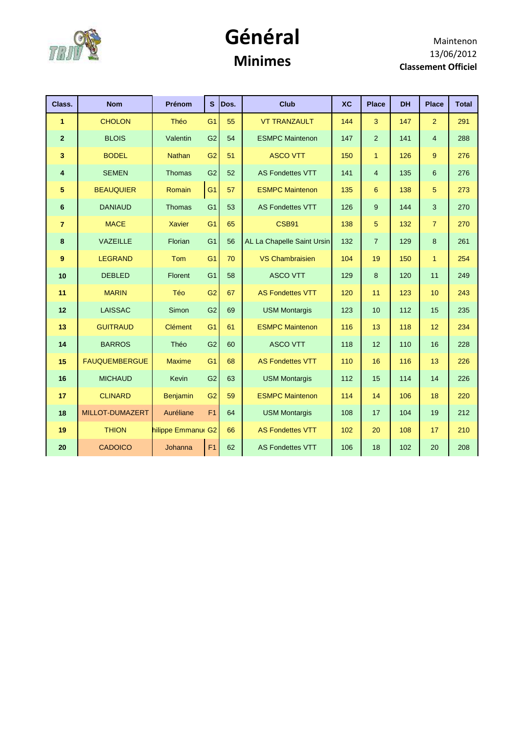# Général

## Minimes

Maintenon
13/06/2012
**Classement Officiel**

| Class. | Nom | Prénom | S | Dos. | Club | XC | Place | DH | Place | Total |
|---|---|---|---|---|---|---|---|---|---|---|
| **1** | CHOLON | Théo | G1 | 55 | VT TRANZAULT | 144 | 3 | 147 | 2 | 291 |
| **2** | BLOIS | Valentin | G2 | 54 | ESMPC Maintenon | 147 | 2 | 141 | 4 | 288 |
| **3** | BODEL | Nathan | G2 | 51 | ASCO VTT | 150 | 1 | 126 | 9 | 276 |
| **4** | SEMEN | Thomas | G2 | 52 | AS Fondettes VTT | 141 | 4 | 135 | 6 | 276 |
| **5** | BEAUQUIER | Romain | G1 | 57 | ESMPC Maintenon | 135 | 6 | 138 | 5 | 273 |
| **6** | DANIAUD | Thomas | G1 | 53 | AS Fondettes VTT | 126 | 9 | 144 | 3 | 270 |
| **7** | MACE | Xavier | G1 | 65 | CSB91 | 138 | 5 | 132 | 7 | 270 |
| **8** | VAZEILLE | Florian | G1 | 56 | AL La Chapelle Saint Ursin | 132 | 7 | 129 | 8 | 261 |
| **9** | LEGRAND | Tom | G1 | 70 | VS Chambraisien | 104 | 19 | 150 | 1 | 254 |
| **10** | DEBLED | Florent | G1 | 58 | ASCO VTT | 129 | 8 | 120 | 11 | 249 |
| **11** | MARIN | Téo | G2 | 67 | AS Fondettes VTT | 120 | 11 | 123 | 10 | 243 |
| **12** | LAISSAC | Simon | G2 | 69 | USM Montargis | 123 | 10 | 112 | 15 | 235 |
| **13** | GUITRAUD | Clément | G1 | 61 | ESMPC Maintenon | 116 | 13 | 118 | 12 | 234 |
| **14** | BARROS | Théo | G2 | 60 | ASCO VTT | 118 | 12 | 110 | 16 | 228 |
| **15** | FAUQUEMBERGUE | Maxime | G1 | 68 | AS Fondettes VTT | 110 | 16 | 116 | 13 | 226 |
| **16** | MICHAUD | Kevin | G2 | 63 | USM Montargis | 112 | 15 | 114 | 14 | 226 |
| **17** | CLINARD | Benjamin | G2 | 59 | ESMPC Maintenon | 114 | 14 | 106 | 18 | 220 |
| **18** | MILLOT-DUMAZERT | Auréliane | F1 | 64 | USM Montargis | 108 | 17 | 104 | 19 | 212 |
| **19** | THION | hilippe Emmanu | G2 | 66 | AS Fondettes VTT | 102 | 20 | 108 | 17 | 210 |
| **20** | CADOICO | Johanna | F1 | 62 | AS Fondettes VTT | 106 | 18 | 102 | 20 | 208 |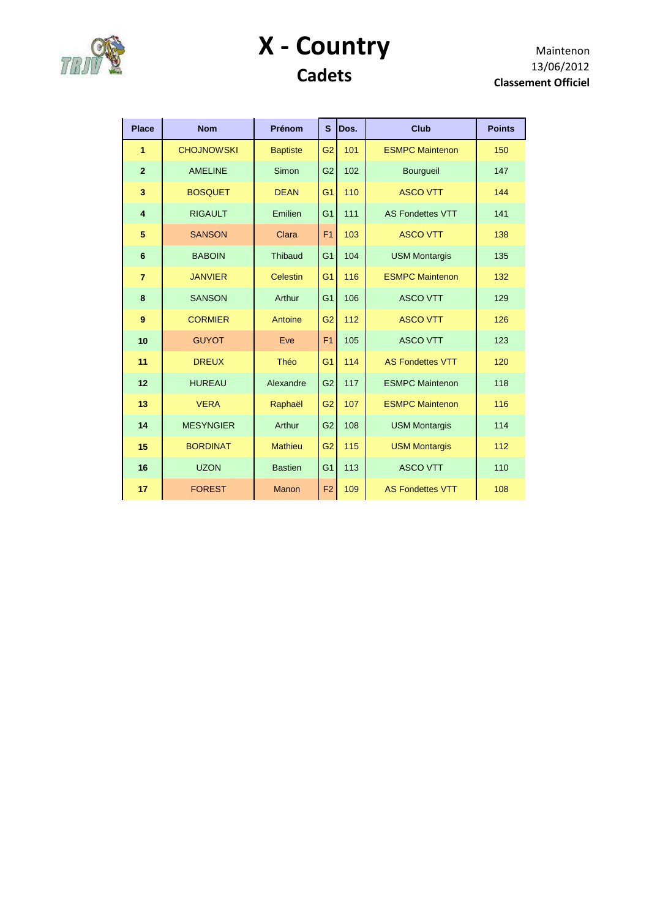# X - Country

## Cadets

Maintenon
13/06/2012
**Classement Officiel**

| Place | Nom | Prénom | S | Dos. | Club | Points |
|---|---|---|---|---|---|---|
| **1** | CHOJNOWSKI | Baptiste | G2 | 101 | ESMPC Maintenon | 150 |
| **2** | AMELINE | Simon | G2 | 102 | Bourgueil | 147 |
| **3** | BOSQUET | DEAN | G1 | 110 | ASCO VTT | 144 |
| **4** | RIGAULT | Emilien | G1 | 111 | AS Fondettes VTT | 141 |
| **5** | SANSON | Clara | F1 | 103 | ASCO VTT | 138 |
| **6** | BABOIN | Thibaud | G1 | 104 | USM Montargis | 135 |
| **7** | JANVIER | Celestin | G1 | 116 | ESMPC Maintenon | 132 |
| **8** | SANSON | Arthur | G1 | 106 | ASCO VTT | 129 |
| **9** | CORMIER | Antoine | G2 | 112 | ASCO VTT | 126 |
| **10** | GUYOT | Eve | F1 | 105 | ASCO VTT | 123 |
| **11** | DREUX | Théo | G1 | 114 | AS Fondettes VTT | 120 |
| **12** | HUREAU | Alexandre | G2 | 117 | ESMPC Maintenon | 118 |
| **13** | VERA | Raphaël | G2 | 107 | ESMPC Maintenon | 116 |
| **14** | MESYNGIER | Arthur | G2 | 108 | USM Montargis | 114 |
| **15** | BORDINAT | Mathieu | G2 | 115 | USM Montargis | 112 |
| **16** | UZON | Bastien | G1 | 113 | ASCO VTT | 110 |
| **17** | FOREST | Manon | F2 | 109 | AS Fondettes VTT | 108 |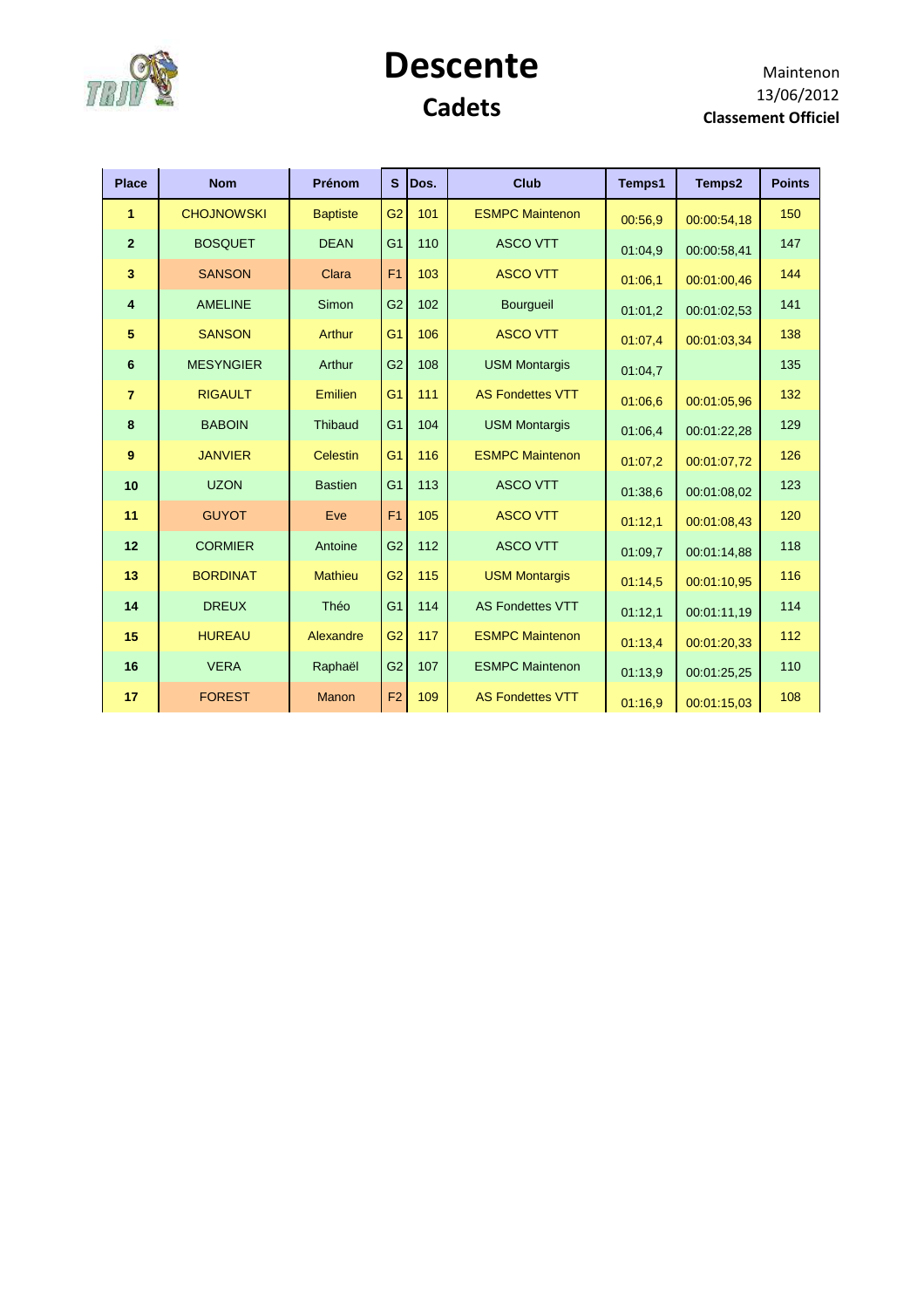# Descente

## Cadets

Maintenon
13/06/2012
**Classement Officiel**

| Place | Nom | Prénom | S | Dos. | Club | Temps1 | Temps2 | Points |
|---|---|---|---|---|---|---|---|---|
| **1** | CHOJNOWSKI | Baptiste | G2 | 101 | ESMPC Maintenon | 00:56,9 | 00:00:54,18 | 150 |
| **2** | BOSQUET | DEAN | G1 | 110 | ASCO VTT | 01:04,9 | 00:00:58,41 | 147 |
| **3** | SANSON | Clara | F1 | 103 | ASCO VTT | 01:06,1 | 00:01:00,46 | 144 |
| **4** | AMELINE | Simon | G2 | 102 | Bourgueil | 01:01,2 | 00:01:02,53 | 141 |
| **5** | SANSON | Arthur | G1 | 106 | ASCO VTT | 01:07,4 | 00:01:03,34 | 138 |
| **6** | MESYNGIER | Arthur | G2 | 108 | USM Montargis | 01:04,7 | | 135 |
| **7** | RIGAULT | Emilien | G1 | 111 | AS Fondettes VTT | 01:06,6 | 00:01:05,96 | 132 |
| **8** | BABOIN | Thibaud | G1 | 104 | USM Montargis | 01:06,4 | 00:01:22,28 | 129 |
| **9** | JANVIER | Celestin | G1 | 116 | ESMPC Maintenon | 01:07,2 | 00:01:07,72 | 126 |
| **10** | UZON | Bastien | G1 | 113 | ASCO VTT | 01:38,6 | 00:01:08,02 | 123 |
| **11** | GUYOT | Eve | F1 | 105 | ASCO VTT | 01:12,1 | 00:01:08,43 | 120 |
| **12** | CORMIER | Antoine | G2 | 112 | ASCO VTT | 01:09,7 | 00:01:14,88 | 118 |
| **13** | BORDINAT | Mathieu | G2 | 115 | USM Montargis | 01:14,5 | 00:01:10,95 | 116 |
| **14** | DREUX | Théo | G1 | 114 | AS Fondettes VTT | 01:12,1 | 00:01:11,19 | 114 |
| **15** | HUREAU | Alexandre | G2 | 117 | ESMPC Maintenon | 01:13,4 | 00:01:20,33 | 112 |
| **16** | VERA | Raphaël | G2 | 107 | ESMPC Maintenon | 01:13,9 | 00:01:25,25 | 110 |
| **17** | FOREST | Manon | F2 | 109 | AS Fondettes VTT | 01:16,9 | 00:01:15,03 | 108 |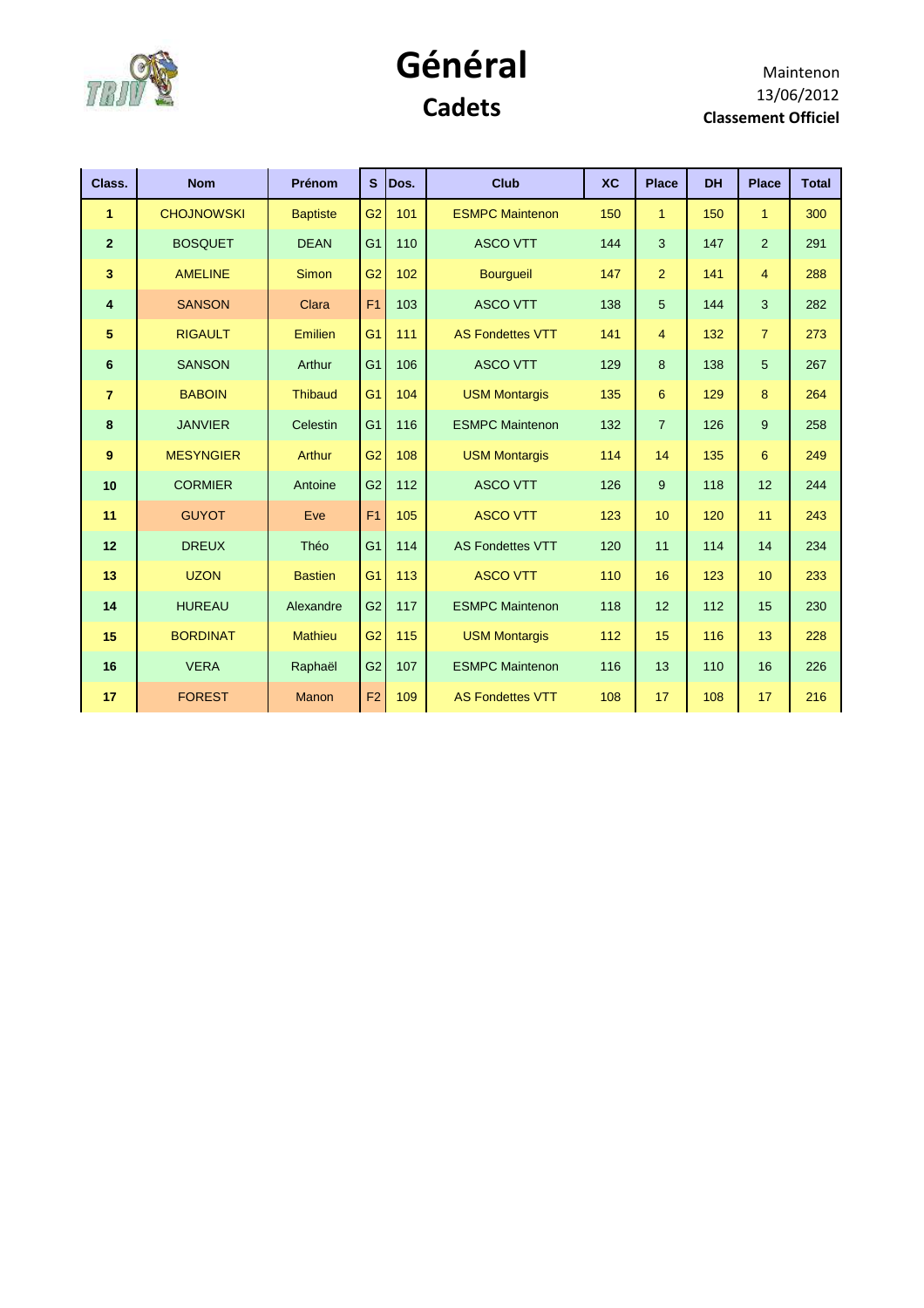# Général

## Cadets

Maintenon
13/06/2012
**Classement Officiel**

| Class. | Nom | Prénom | S | Dos. | Club | XC | Place | DH | Place | Total |
|---|---|---|---|---|---|---|---|---|---|---|
| **1** | CHOJNOWSKI | Baptiste | G2 | 101 | ESMPC Maintenon | 150 | 1 | 150 | 1 | 300 |
| **2** | BOSQUET | DEAN | G1 | 110 | ASCO VTT | 144 | 3 | 147 | 2 | 291 |
| **3** | AMELINE | Simon | G2 | 102 | Bourgueil | 147 | 2 | 141 | 4 | 288 |
| **4** | SANSON | Clara | F1 | 103 | ASCO VTT | 138 | 5 | 144 | 3 | 282 |
| **5** | RIGAULT | Emilien | G1 | 111 | AS Fondettes VTT | 141 | 4 | 132 | 7 | 273 |
| **6** | SANSON | Arthur | G1 | 106 | ASCO VTT | 129 | 8 | 138 | 5 | 267 |
| **7** | BABOIN | Thibaud | G1 | 104 | USM Montargis | 135 | 6 | 129 | 8 | 264 |
| **8** | JANVIER | Celestin | G1 | 116 | ESMPC Maintenon | 132 | 7 | 126 | 9 | 258 |
| **9** | MESYNGIER | Arthur | G2 | 108 | USM Montargis | 114 | 14 | 135 | 6 | 249 |
| **10** | CORMIER | Antoine | G2 | 112 | ASCO VTT | 126 | 9 | 118 | 12 | 244 |
| **11** | GUYOT | Eve | F1 | 105 | ASCO VTT | 123 | 10 | 120 | 11 | 243 |
| **12** | DREUX | Théo | G1 | 114 | AS Fondettes VTT | 120 | 11 | 114 | 14 | 234 |
| **13** | UZON | Bastien | G1 | 113 | ASCO VTT | 110 | 16 | 123 | 10 | 233 |
| **14** | HUREAU | Alexandre | G2 | 117 | ESMPC Maintenon | 118 | 12 | 112 | 15 | 230 |
| **15** | BORDINAT | Mathieu | G2 | 115 | USM Montargis | 112 | 15 | 116 | 13 | 228 |
| **16** | VERA | Raphaël | G2 | 107 | ESMPC Maintenon | 116 | 13 | 110 | 16 | 226 |
| **17** | FOREST | Manon | F2 | 109 | AS Fondettes VTT | 108 | 17 | 108 | 17 | 216 |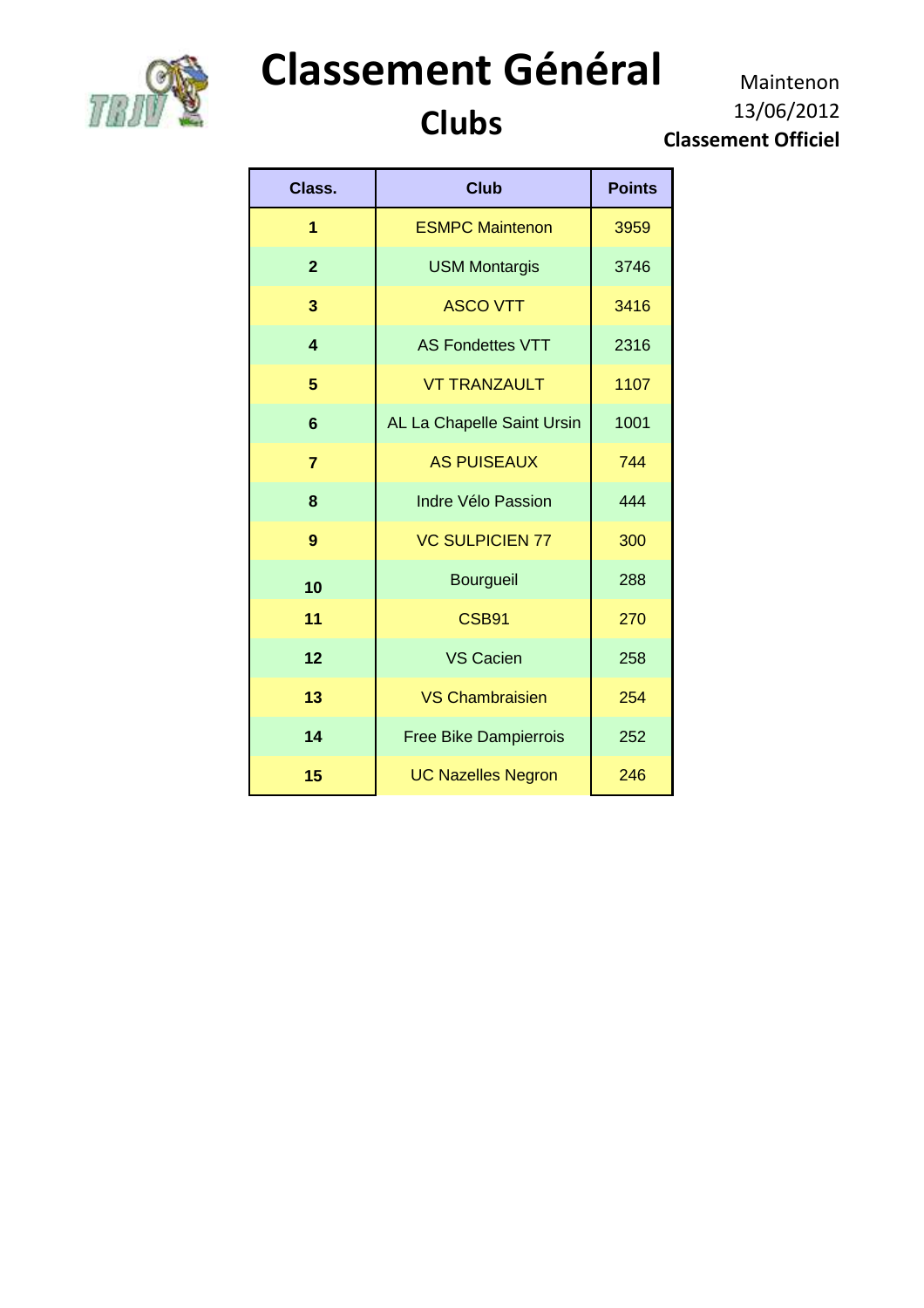# Classement Général

## Clubs

Maintenon
13/06/2012
**Classement Officiel**

| Class. | Club | Points |
|---|---|---|
| **1** | ESMPC Maintenon | 3959 |
| **2** | USM Montargis | 3746 |
| **3** | ASCO VTT | 3416 |
| **4** | AS Fondettes VTT | 2316 |
| **5** | VT TRANZAULT | 1107 |
| **6** | AL La Chapelle Saint Ursin | 1001 |
| **7** | AS PUISEAUX | 744 |
| **8** | Indre Vélo Passion | 444 |
| **9** | VC SULPICIEN 77 | 300 |
| **10** | Bourgueil | 288 |
| **11** | CSB91 | 270 |
| **12** | VS Cacien | 258 |
| **13** | VS Chambraisien | 254 |
| **14** | Free Bike Dampierrois | 252 |
| **15** | UC Nazelles Negron | 246 |